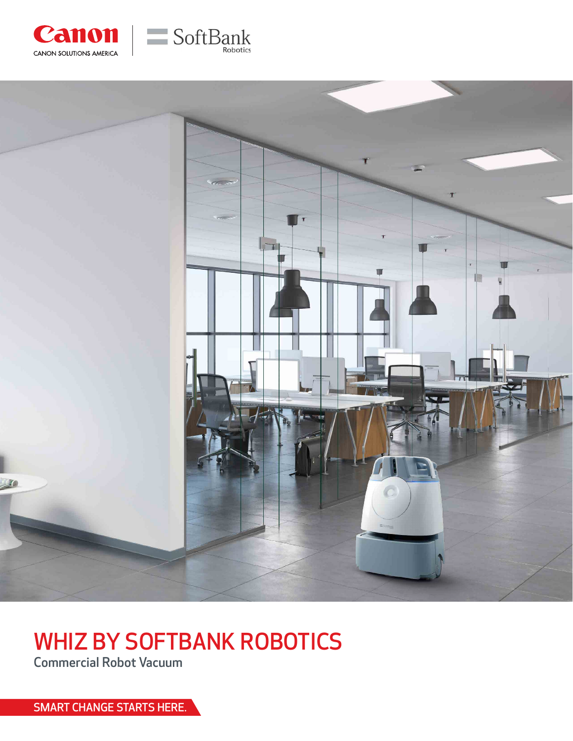Canon
CANON SOLUTIONS AMERICA

SoftBank Robotics

# WHIZ BY SOFTBANK ROBOTICS

## Commercial Robot Vacuum

SMART CHANGE STARTS HERE.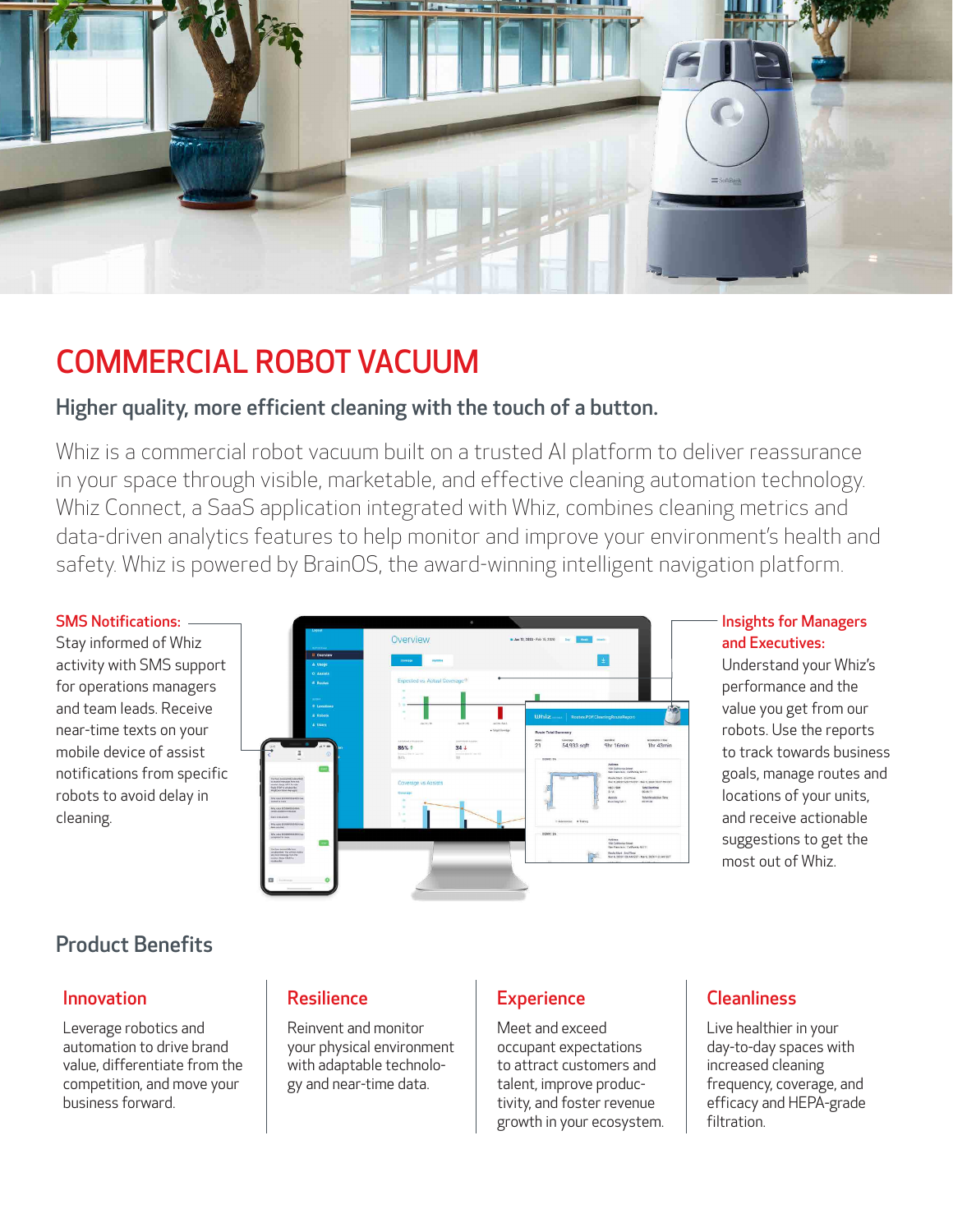# COMMERCIAL ROBOT VACUUM

## Higher quality, more efficient cleaning with the touch of a button.

Whiz is a commercial robot vacuum built on a trusted AI platform to deliver reassurance in your space through visible, marketable, and effective cleaning automation technology. Whiz Connect, a SaaS application integrated with Whiz, combines cleaning metrics and data-driven analytics features to help monitor and improve your environment's health and safety. Whiz is powered by BrainOS, the award-winning intelligent navigation platform.

**SMS Notifications:** Stay informed of Whiz activity with SMS support for operations managers and team leads. Receive near-time texts on your mobile device of assist notifications from specific robots to avoid delay in cleaning.

**Insights for Managers and Executives:** Understand your Whiz's performance and the value you get from our robots. Use the reports to track towards business goals, manage routes and locations of your units, and receive actionable suggestions to get the most out of Whiz.

## Product Benefits

### Innovation

Leverage robotics and automation to drive brand value, differentiate from the competition, and move your business forward.

### Resilience

Reinvent and monitor your physical environment with adaptable technology and near-time data.

### Experience

Meet and exceed occupant expectations to attract customers and talent, improve productivity, and foster revenue growth in your ecosystem.

### Cleanliness

Live healthier in your day-to-day spaces with increased cleaning frequency, coverage, and efficacy and HEPA-grade filtration.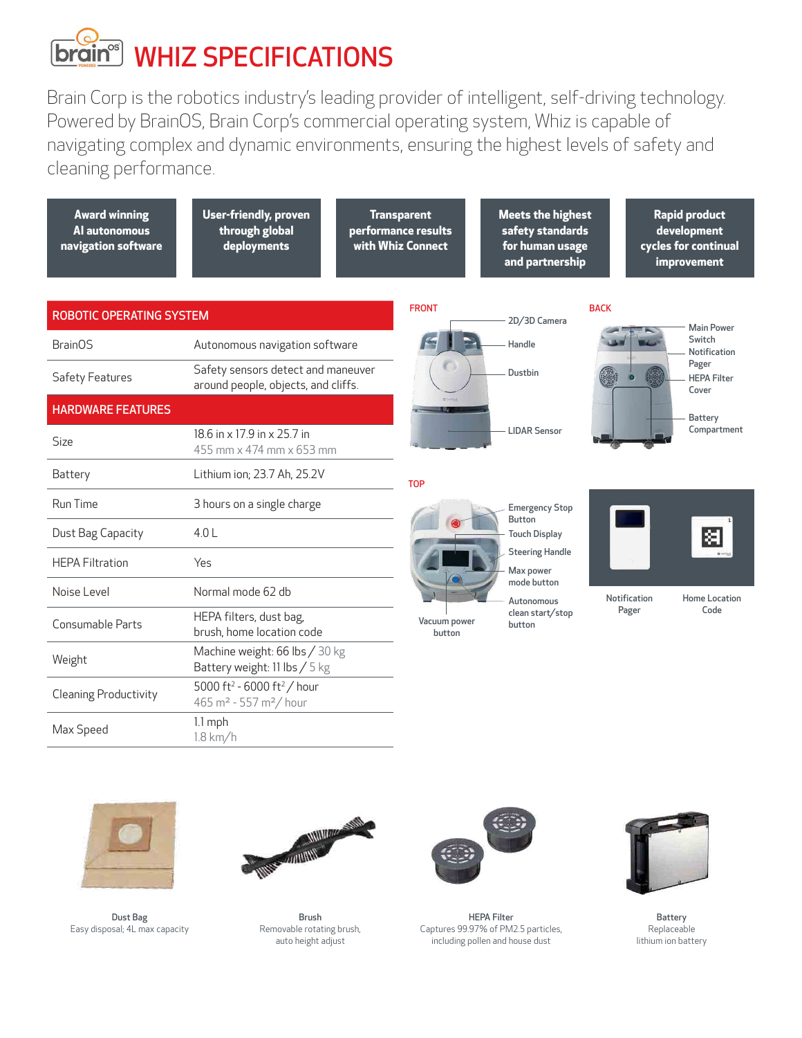# WHIZ SPECIFICATIONS

Brain Corp is the robotics industry's leading provider of intelligent, self-driving technology. Powered by BrainOS, Brain Corp's commercial operating system, Whiz is capable of navigating complex and dynamic environments, ensuring the highest levels of safety and cleaning performance.

**Award winning AI autonomous navigation software**

**User-friendly, proven through global deployments**

**Transparent performance results with Whiz Connect**

**Meets the highest safety standards for human usage and partnership**

**Rapid product development cycles for continual improvement**

| ROBOTIC OPERATING SYSTEM | |
|---|---|
| BrainOS | Autonomous navigation software |
| Safety Features | Safety sensors detect and maneuver around people, objects, and cliffs. |
| **HARDWARE FEATURES** | |
| Size | 18.6 in x 17.9 in x 25.7 in<br>455 mm x 474 mm x 653 mm |
| Battery | Lithium ion; 23.7 Ah, 25.2V |
| Run Time | 3 hours on a single charge |
| Dust Bag Capacity | 4.0 L |
| HEPA Filtration | Yes |
| Noise Level | Normal mode 62 db |
| Consumable Parts | HEPA filters, dust bag, brush, home location code |
| Weight | Machine weight: 66 lbs / 30 kg<br>Battery weight: 11 lbs / 5 kg |
| Cleaning Productivity | 5000 $ft^2$ - 6000 $ft^2$ / hour<br>465 $m^2$ - 557 $m^2$ / hour |
| Max Speed | 1.1 mph<br>1.8 km/h |

**FRONT**

- 2D/3D Camera
- Handle
- Dustbin
- LIDAR Sensor

**BACK**

- Main Power Switch
- Notification Pager
- HEPA Filter Cover
- Battery Compartment

**TOP**

- Emergency Stop Button
- Touch Display
- Steering Handle
- Max power mode button
- Autonomous clean start/stop button
- Vacuum power button

Notification Pager

Home Location Code

**Dust Bag**
Easy disposal; 4L max capacity

**Brush**
Removable rotating brush, auto height adjust

**HEPA Filter**
Captures 99.97% of PM2.5 particles, including pollen and house dust

**Battery**
Replaceable lithium ion battery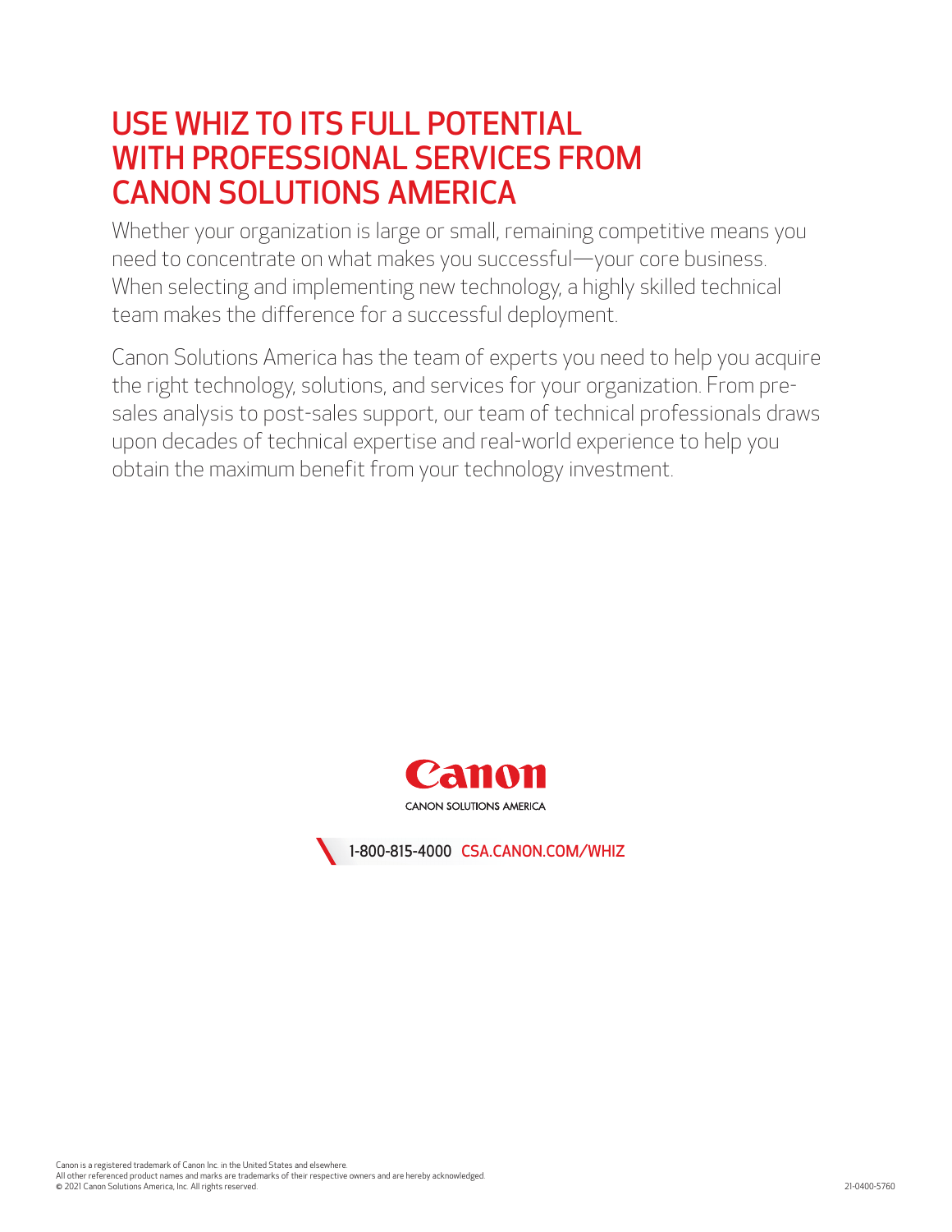# USE WHIZ TO ITS FULL POTENTIAL WITH PROFESSIONAL SERVICES FROM CANON SOLUTIONS AMERICA

Whether your organization is large or small, remaining competitive means you need to concentrate on what makes you successful—your core business. When selecting and implementing new technology, a highly skilled technical team makes the difference for a successful deployment.

Canon Solutions America has the team of experts you need to help you acquire the right technology, solutions, and services for your organization. From pre-sales analysis to post-sales support, our team of technical professionals draws upon decades of technical expertise and real-world experience to help you obtain the maximum benefit from your technology investment.

Canon

CANON SOLUTIONS AMERICA

1-800-815-4000 CSA.CANON.COM/WHIZ

Canon is a registered trademark of Canon Inc. in the United States and elsewhere.
All other referenced product names and marks are trademarks of their respective owners and are hereby acknowledged.
© 2021 Canon Solutions America, Inc. All rights reserved.

21-0400-5760